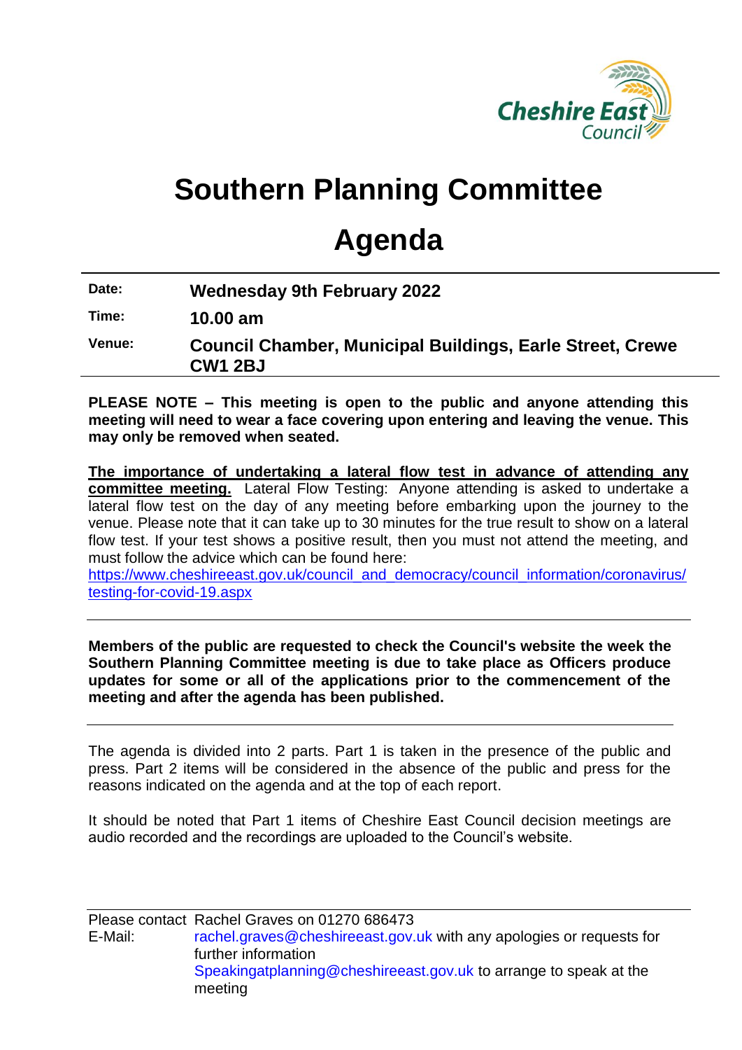# Southern Planning Committee

# Agenda

| | |
|---|---|
| **Date:** | **Wednesday 9th February 2022** |
| **Time:** | **10.00 am** |
| **Venue:** | **Council Chamber, Municipal Buildings, Earle Street, Crewe CW1 2BJ** |

**PLEASE NOTE – This meeting is open to the public and anyone attending this meeting will need to wear a face covering upon entering and leaving the venue. This may only be removed when seated.**

**The importance of undertaking a lateral flow test in advance of attending any committee meeting.** Lateral Flow Testing: Anyone attending is asked to undertake a lateral flow test on the day of any meeting before embarking upon the journey to the venue. Please note that it can take up to 30 minutes for the true result to show on a lateral flow test. If your test shows a positive result, then you must not attend the meeting, and must follow the advice which can be found here:
https://www.cheshireeast.gov.uk/council_and_democracy/council_information/coronavirus/testing-for-covid-19.aspx

---

**Members of the public are requested to check the Council's website the week the Southern Planning Committee meeting is due to take place as Officers produce updates for some or all of the applications prior to the commencement of the meeting and after the agenda has been published.**

---

The agenda is divided into 2 parts. Part 1 is taken in the presence of the public and press. Part 2 items will be considered in the absence of the public and press for the reasons indicated on the agenda and at the top of each report.

It should be noted that Part 1 items of Cheshire East Council decision meetings are audio recorded and the recordings are uploaded to the Council's website.

---

Please contact Rachel Graves on 01270 686473

E-Mail: rachel.graves@cheshireeast.gov.uk with any apologies or requests for further information

Speakingatplanning@cheshireeast.gov.uk to arrange to speak at the meeting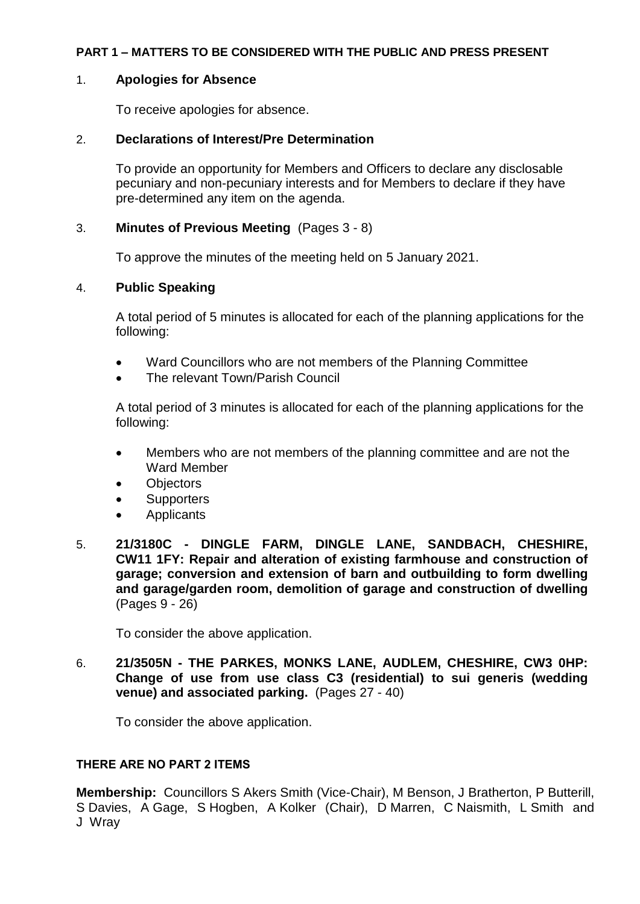**PART 1 – MATTERS TO BE CONSIDERED WITH THE PUBLIC AND PRESS PRESENT**

1. **Apologies for Absence**

   To receive apologies for absence.

2. **Declarations of Interest/Pre Determination**

   To provide an opportunity for Members and Officers to declare any disclosable pecuniary and non-pecuniary interests and for Members to declare if they have pre-determined any item on the agenda.

3. **Minutes of Previous Meeting** (Pages 3 - 8)

   To approve the minutes of the meeting held on 5 January 2021.

4. **Public Speaking**

   A total period of 5 minutes is allocated for each of the planning applications for the following:

   - Ward Councillors who are not members of the Planning Committee
   - The relevant Town/Parish Council

   A total period of 3 minutes is allocated for each of the planning applications for the following:

   - Members who are not members of the planning committee and are not the Ward Member
   - Objectors
   - Supporters
   - Applicants

5. **21/3180C - DINGLE FARM, DINGLE LANE, SANDBACH, CHESHIRE, CW11 1FY: Repair and alteration of existing farmhouse and construction of garage; conversion and extension of barn and outbuilding to form dwelling and garage/garden room, demolition of garage and construction of dwelling** (Pages 9 - 26)

   To consider the above application.

6. **21/3505N - THE PARKES, MONKS LANE, AUDLEM, CHESHIRE, CW3 0HP: Change of use from use class C3 (residential) to sui generis (wedding venue) and associated parking.** (Pages 27 - 40)

   To consider the above application.

**THERE ARE NO PART 2 ITEMS**

**Membership:** Councillors S Akers Smith (Vice-Chair), M Benson, J Bratherton, P Butterill, S Davies, A Gage, S Hogben, A Kolker (Chair), D Marren, C Naismith, L Smith and J Wray